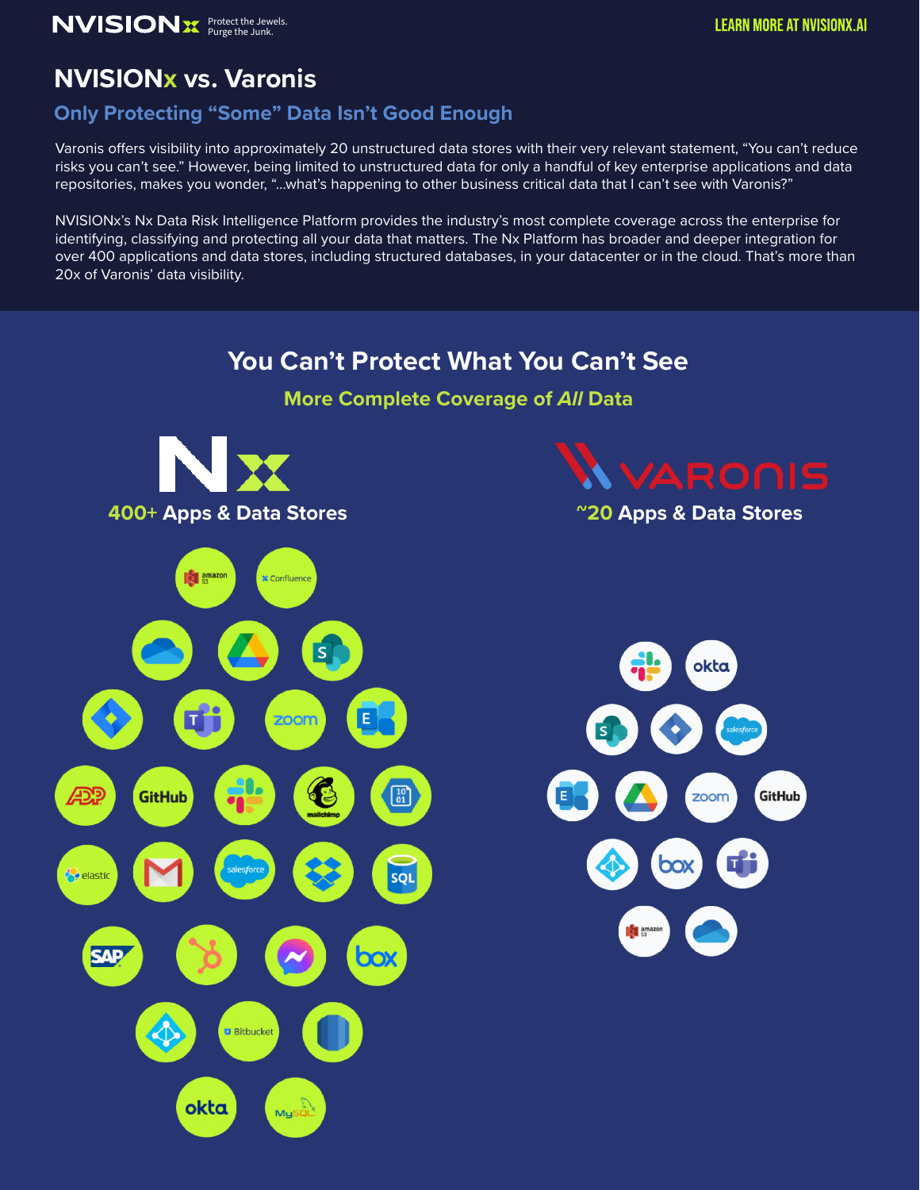NVISIONx Protect the Jewels. Purge the Junk.

LEARN MORE AT NVISIONX.AI

# NVISIONx vs. Varonis

## Only Protecting “Some” Data Isn’t Good Enough

Varonis offers visibility into approximately 20 unstructured data stores with their very relevant statement, “You can’t reduce risks you can’t see.” However, being limited to unstructured data for only a handful of key enterprise applications and data repositories, makes you wonder, “...what’s happening to other business critical data that I can’t see with Varonis?”

NVISIONx’s Nx Data Risk Intelligence Platform provides the industry’s most complete coverage across the enterprise for identifying, classifying and protecting all your data that matters. The Nx Platform has broader and deeper integration for over 400 applications and data stores, including structured databases, in your datacenter or in the cloud. That’s more than 20x of Varonis’ data visibility.

## You Can’t Protect What You Can’t See

### More Complete Coverage of *All* Data

**Nx — 400+ Apps & Data Stores**

**VARONIS — ~20 Apps & Data Stores**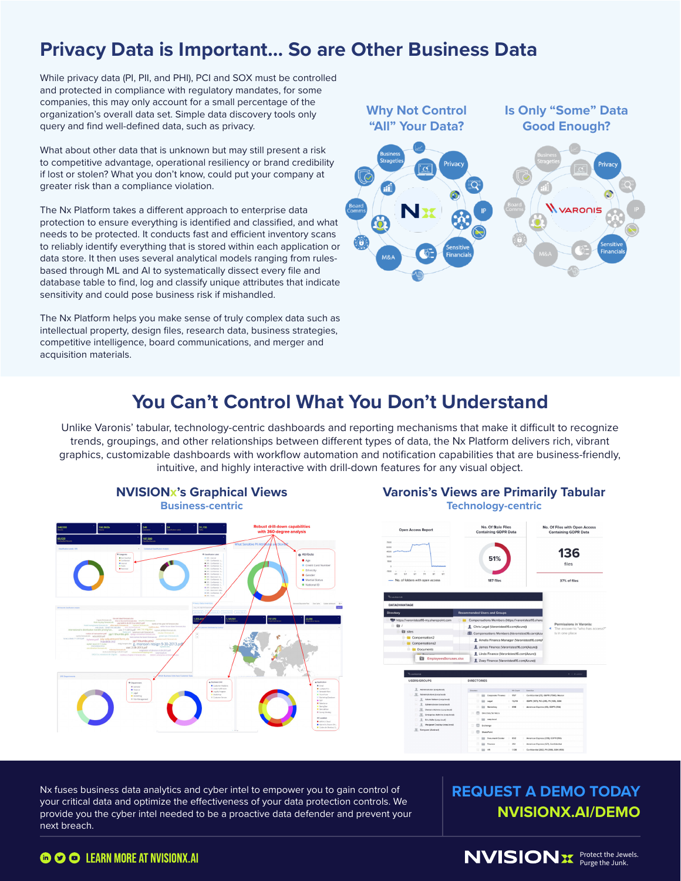# Privacy Data is Important... So are Other Business Data

While privacy data (PI, PII, and PHI), PCI and SOX must be controlled and protected in compliance with regulatory mandates, for some companies, this may only account for a small percentage of the organization's overall data set. Simple data discovery tools only query and find well-defined data, such as privacy.

What about other data that is unknown but may still present a risk to competitive advantage, operational resiliency or brand credibility if lost or stolen? What you don't know, could put your company at greater risk than a compliance violation.

The Nx Platform takes a different approach to enterprise data protection to ensure everything is identified and classified, and what needs to be protected. It conducts fast and efficient inventory scans to reliably identify everything that is stored within each application or data store. It then uses several analytical models ranging from rules-based through ML and AI to systematically dissect every file and database table to find, log and classify unique attributes that indicate sensitivity and could pose business risk if mishandled.

The Nx Platform helps you make sense of truly complex data such as intellectual property, design files, research data, business strategies, competitive intelligence, board communications, and merger and acquisition materials.

### Why Not Control "All" Your Data?

Business Strageties
Privacy
Board Comms
Nx
IP
M&A
Sensitive Financials

### Is Only "Some" Data Good Enough?

Business Strageties
Privacy
Board Comms
VARONIS
IP
M&A
Sensitive Financials

# You Can't Control What You Don't Understand

Unlike Varonis' tabular, technology-centric dashboards and reporting mechanisms that make it difficult to recognize trends, groupings, and other relationships between different types of data, the Nx Platform delivers rich, vibrant graphics, customizable dashboards with workflow automation and notification capabilities that are business-friendly, intuitive, and highly interactive with drill-down features for any visual object.

## NVISIONx's Graphical Views

### Business-centric

Robust drill-down capabilities with 360-degree analysis

## Varonis's Views are Primarily Tabular

### Technology-centric

Open Access Report

No. Of Stale Files Containing GDPR Data

51%

187 files

No. Of Files with Open Access Containing GDPR Data

136

files

37% of files

Permissions in Varonis: The answer to "who has access?" is in one place

---

Nx fuses business data analytics and cyber intel to empower you to gain control of your critical data and optimize the effectiveness of your data protection controls. We provide you the cyber intel needed to be a proactive data defender and prevent your next breach.

**REQUEST A DEMO TODAY**
**NVISIONX.AI/DEMO**

LEARN MORE AT NVISIONX.AI

NVISIONx — Protect the Jewels. Purge the Junk.